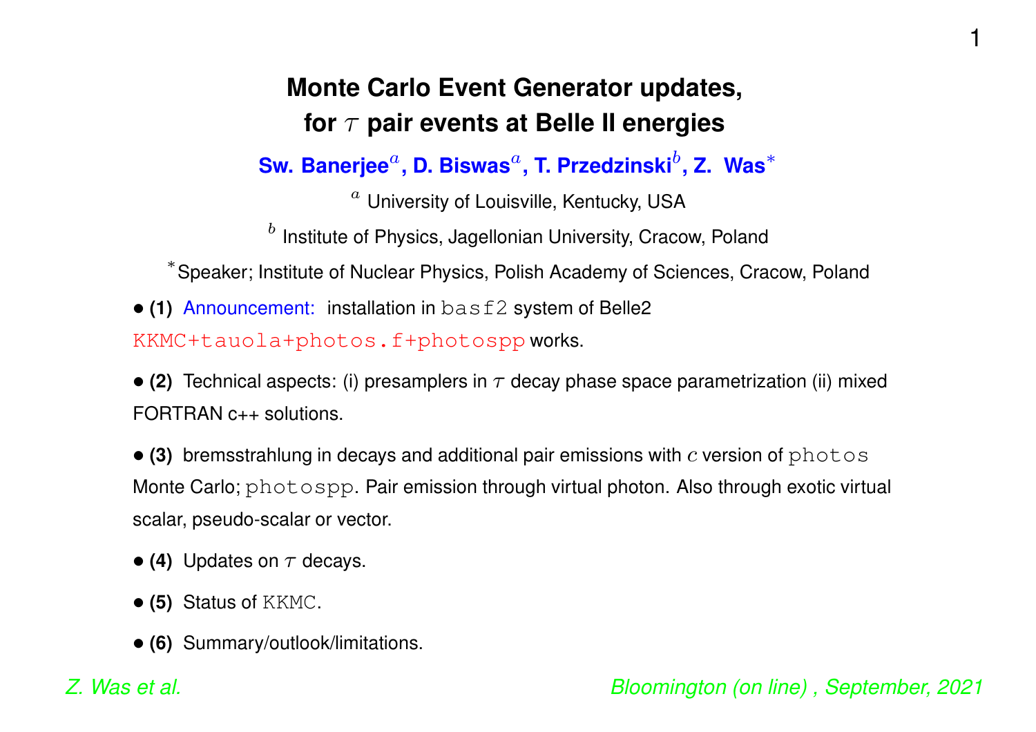# Monte Carlo Event Generator updates, for $\tau$ pair events at Belle II energies

**Sw. Banerjee[a], D. Biswas[a], T. Przedzinski[b], Z. Was[*]**

[a] University of Louisville, Kentucky, USA

[b] Institute of Physics, Jagellonian University, Cracow, Poland

[*] Speaker; Institute of Nuclear Physics, Polish Academy of Sciences, Cracow, Poland

- **(1)** Announcement: installation in `basf2` system of Belle2 `KKMC+tauola+photos.f+photospp` works.
- **(2)** Technical aspects: (i) presamplers in $\tau$ decay phase space parametrization (ii) mixed FORTRAN c++ solutions.
- **(3)** bremsstrahlung in decays and additional pair emissions with $c$ version of `photos` Monte Carlo; `photospp`. Pair emission through virtual photon. Also through exotic virtual scalar, pseudo-scalar or vector.
- **(4)** Updates on $\tau$ decays.
- **(5)** Status of `KKMC`.
- **(6)** Summary/outlook/limitations.

*Z. Was et al.* *Bloomington (on line) , September, 2021*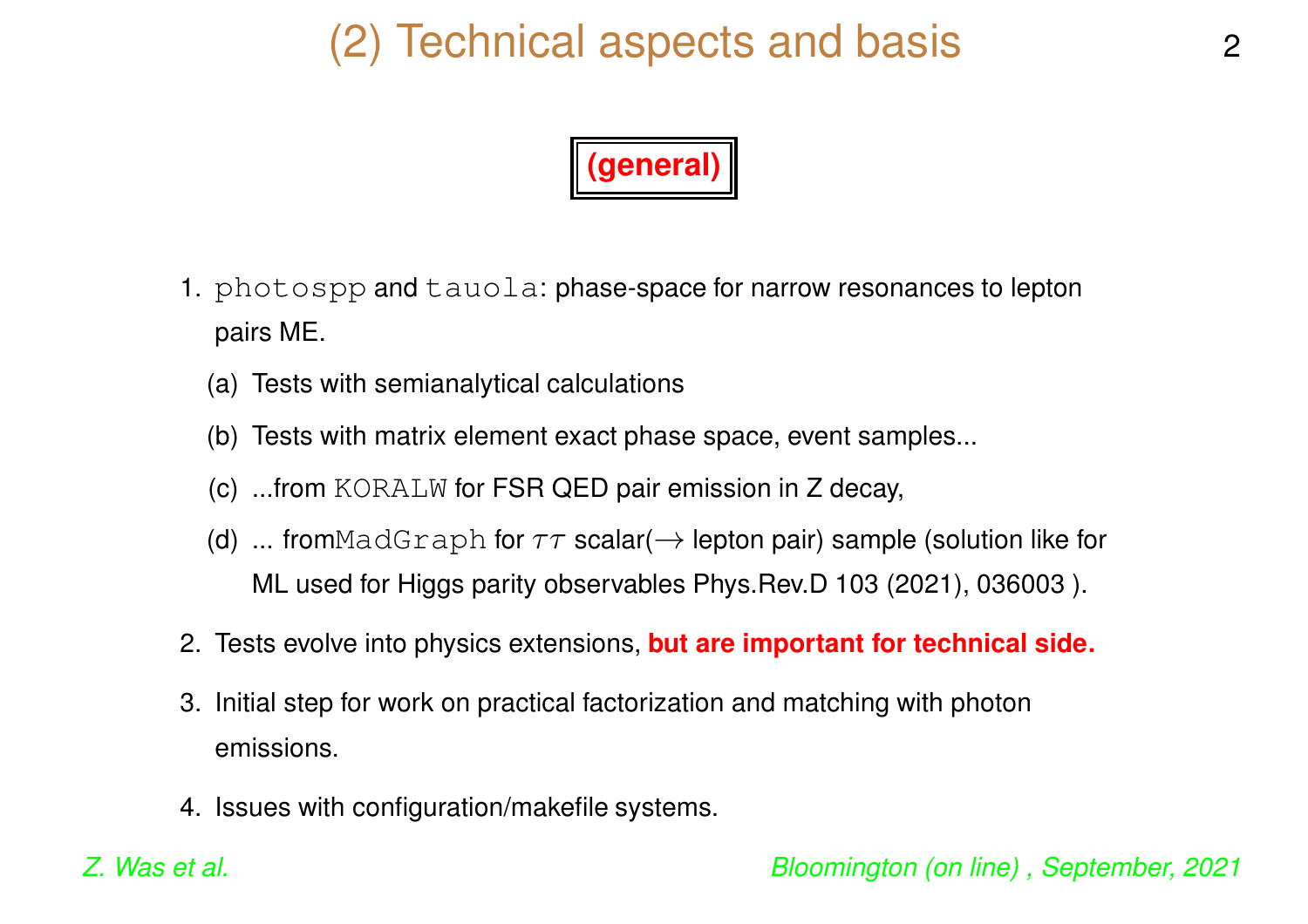# (2) Technical aspects and basis

**(general)**

1. `photospp` and `tauola`: phase-space for narrow resonances to lepton pairs ME.
   (a) Tests with semianalytical calculations
   (b) Tests with matrix element exact phase space, event samples...
   (c) ...from `KORALW` for FSR QED pair emission in Z decay,
   (d) ... from`MadGraph` for $\tau\tau$ scalar($\rightarrow$ lepton pair) sample (solution like for ML used for Higgs parity observables Phys.Rev.D 103 (2021), 036003 ).
2. Tests evolve into physics extensions, **but are important for technical side.**
3. Initial step for work on practical factorization and matching with photon emissions.
4. Issues with configuration/makefile systems.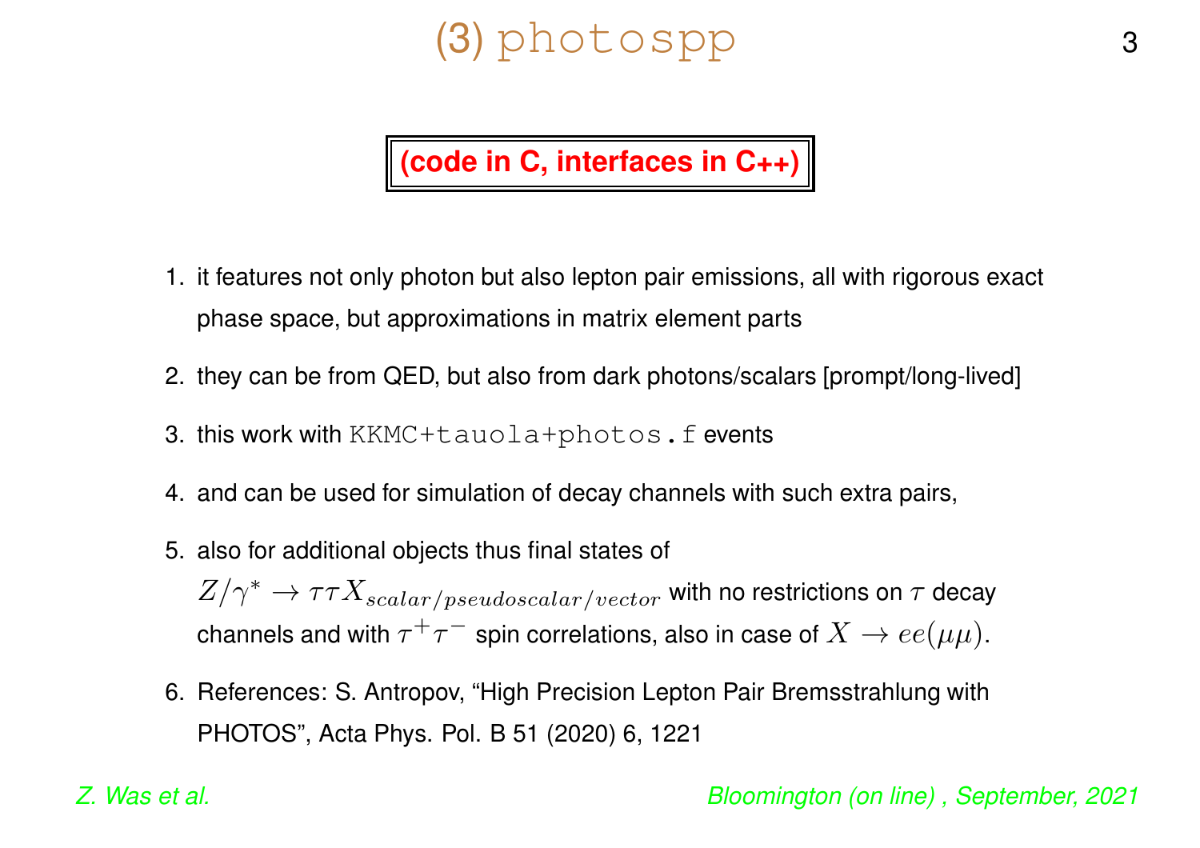# (3) photospp

**(code in C, interfaces in C++)**

1. it features not only photon but also lepton pair emissions, all with rigorous exact phase space, but approximations in matrix element parts
2. they can be from QED, but also from dark photons/scalars [prompt/long-lived]
3. this work with `KKMC+tauola+photos.f` events
4. and can be used for simulation of decay channels with such extra pairs,
5. also for additional objects thus final states of $Z/\gamma^* \to \tau\tau X_{scalar/pseudoscalar/vector}$ with no restrictions on $\tau$ decay channels and with $\tau^+\tau^-$ spin correlations, also in case of $X \to ee(\mu\mu)$.
6. References: S. Antropov, "High Precision Lepton Pair Bremsstrahlung with PHOTOS", Acta Phys. Pol. B 51 (2020) 6, 1221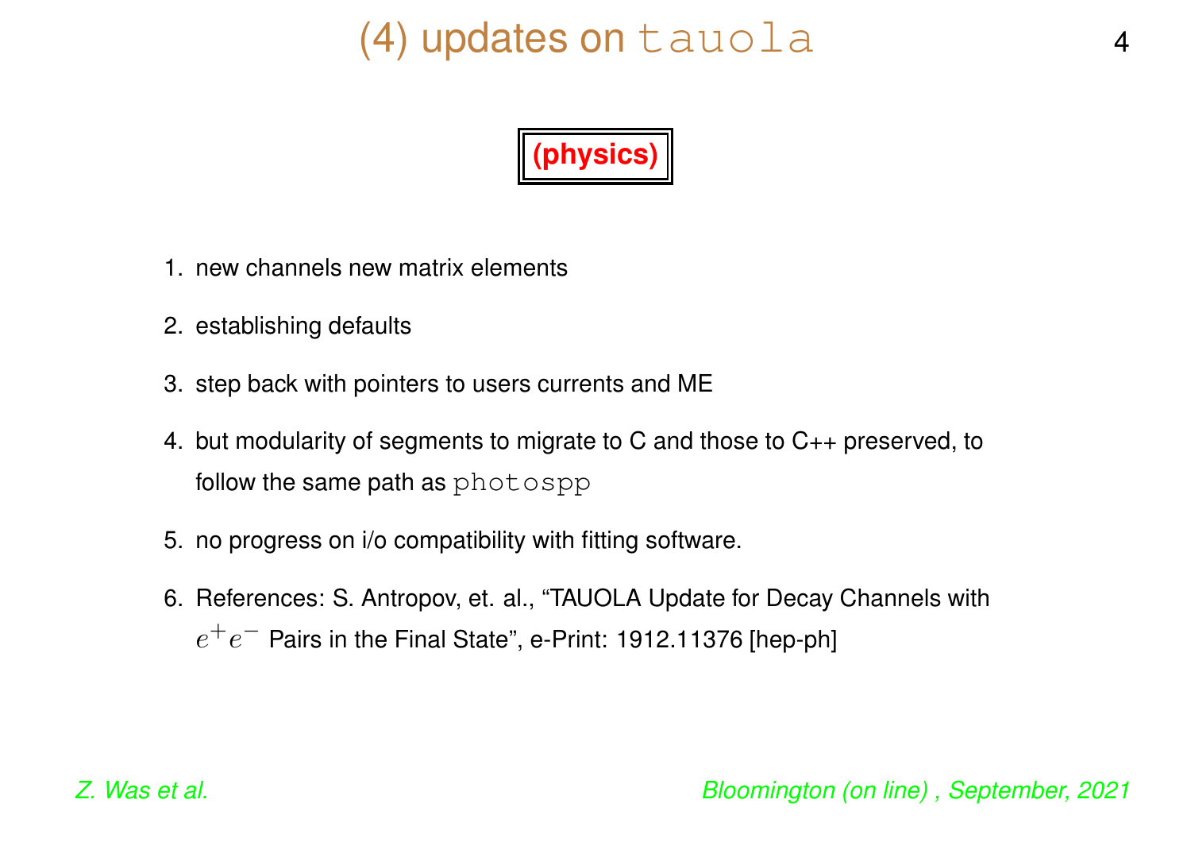# (4) updates on `tauola`

**(physics)**

1. new channels new matrix elements
2. establishing defaults
3. step back with pointers to users currents and ME
4. but modularity of segments to migrate to C and those to C++ preserved, to follow the same path as `photospp`
5. no progress on i/o compatibility with fitting software.
6. References: S. Antropov, et. al., "TAUOLA Update for Decay Channels with $e^+e^-$ Pairs in the Final State", e-Print: 1912.11376 [hep-ph]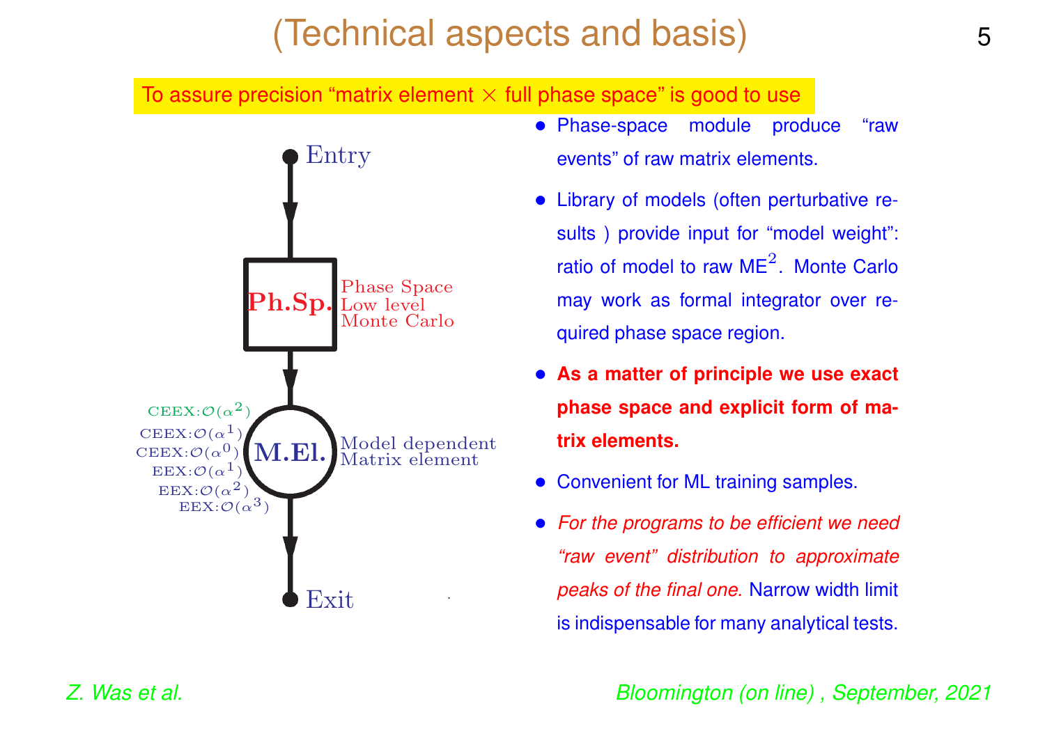# (Technical aspects and basis)

To assure precision "matrix element $\times$ full phase space" is good to use

Entry

**Ph.Sp.** Phase Space Low level Monte Carlo

CEEX:$\mathcal{O}(\alpha^2)$
CEEX:$\mathcal{O}(\alpha^1)$
CEEX:$\mathcal{O}(\alpha^0)$
EEX:$\mathcal{O}(\alpha^1)$
EEX:$\mathcal{O}(\alpha^2)$
EEX:$\mathcal{O}(\alpha^3)$

**M.El.** Model dependent Matrix element

Exit

- Phase-space module produce "raw events" of raw matrix elements.
- Library of models (often perturbative results ) provide input for "model weight": ratio of model to raw ME$^2$. Monte Carlo may work as formal integrator over required phase space region.
- **As a matter of principle we use exact phase space and explicit form of matrix elements.**
- Convenient for ML training samples.
- *For the programs to be efficient we need "raw event" distribution to approximate peaks of the final one.* Narrow width limit is indispensable for many analytical tests.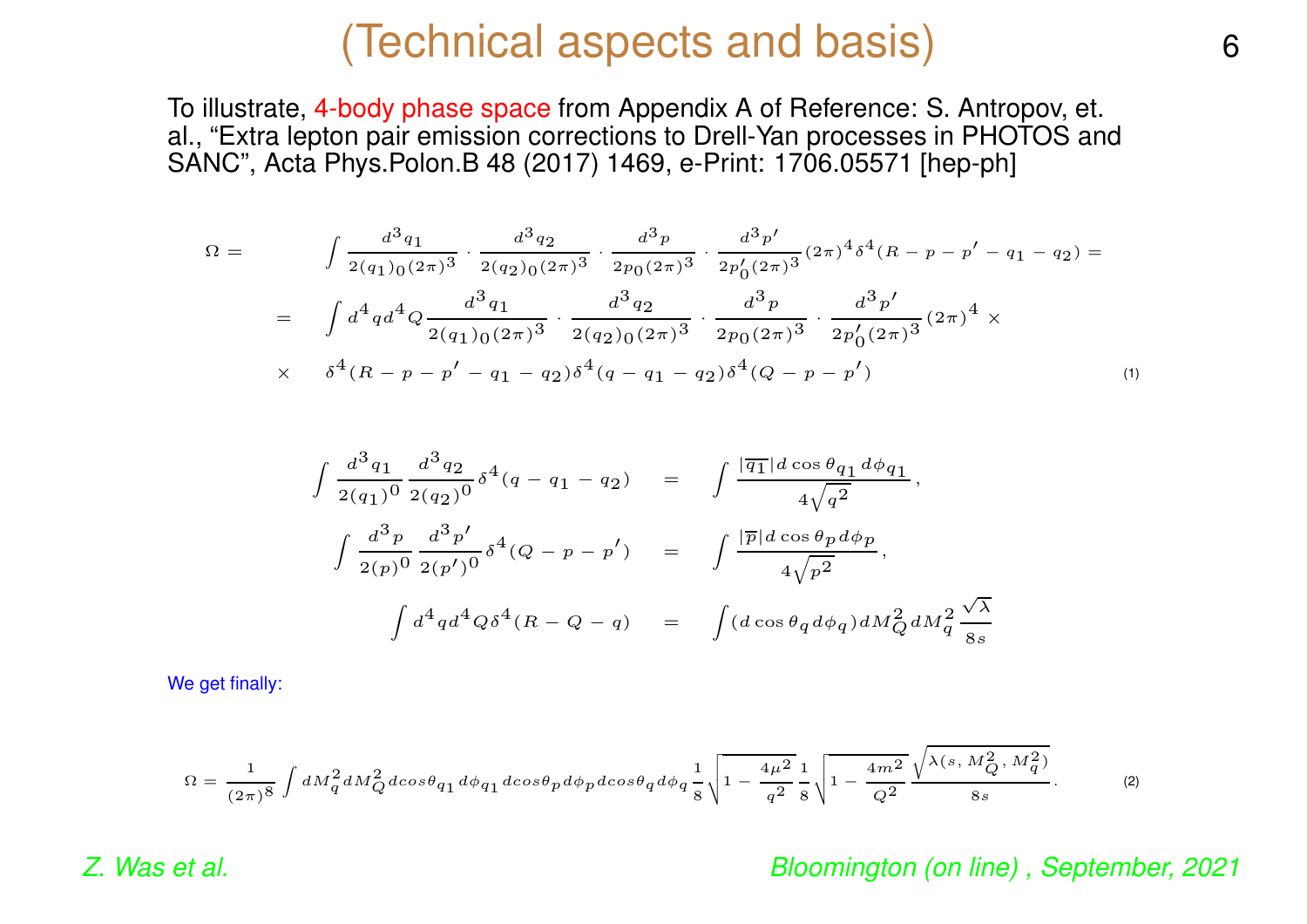# (Technical aspects and basis)

To illustrate, 4-body phase space from Appendix A of Reference: S. Antropov, et. al., "Extra lepton pair emission corrections to Drell-Yan processes in PHOTOS and SANC", Acta Phys.Polon.B 48 (2017) 1469, e-Print: 1706.05571 [hep-ph]

$$
\begin{aligned}
\Omega = & \int \frac{d^3 q_1}{2(q_1)_0 (2\pi)^3} \cdot \frac{d^3 q_2}{2(q_2)_0 (2\pi)^3} \cdot \frac{d^3 p}{2p_0 (2\pi)^3} \cdot \frac{d^3 p'}{2p'_0 (2\pi)^3} (2\pi)^4 \delta^4(R - p - p' - q_1 - q_2) = \\
= & \int d^4 q d^4 Q \frac{d^3 q_1}{2(q_1)_0 (2\pi)^3} \cdot \frac{d^3 q_2}{2(q_2)_0 (2\pi)^3} \cdot \frac{d^3 p}{2p_0 (2\pi)^3} \cdot \frac{d^3 p'}{2p'_0 (2\pi)^3} (2\pi)^4 \times \\
\times & \quad \delta^4(R - p - p' - q_1 - q_2) \delta^4(q - q_1 - q_2) \delta^4(Q - p - p')
\end{aligned}
\tag{1}
$$

$$
\begin{aligned}
\int \frac{d^3 q_1}{2(q_1)^0} \frac{d^3 q_2}{2(q_2)^0} \delta^4(q - q_1 - q_2) &= \int \frac{|\overline{q_1}| d\cos\theta_{q_1} d\phi_{q_1}}{4\sqrt{q^2}}, \\
\int \frac{d^3 p}{2(p)^0} \frac{d^3 p'}{2(p')^0} \delta^4(Q - p - p') &= \int \frac{|\overline{p}| d\cos\theta_p d\phi_p}{4\sqrt{p^2}}, \\
\int d^4 q d^4 Q \delta^4(R - Q - q) &= \int (d\cos\theta_q d\phi_q) dM_Q^2 dM_q^2 \frac{\sqrt{\lambda}}{8s}
\end{aligned}
$$

We get finally:

$$
\Omega = \frac{1}{(2\pi)^8} \int dM_q^2 dM_Q^2 dcos\theta_{q_1} d\phi_{q_1} dcos\theta_p d\phi_p dcos\theta_q d\phi_q \frac{1}{8} \sqrt{1 - \frac{4\mu^2}{q^2}} \frac{1}{8} \sqrt{1 - \frac{4m^2}{Q^2}} \frac{\sqrt{\lambda(s, M_Q^2, M_q^2)}}{8s}. \tag{2}
$$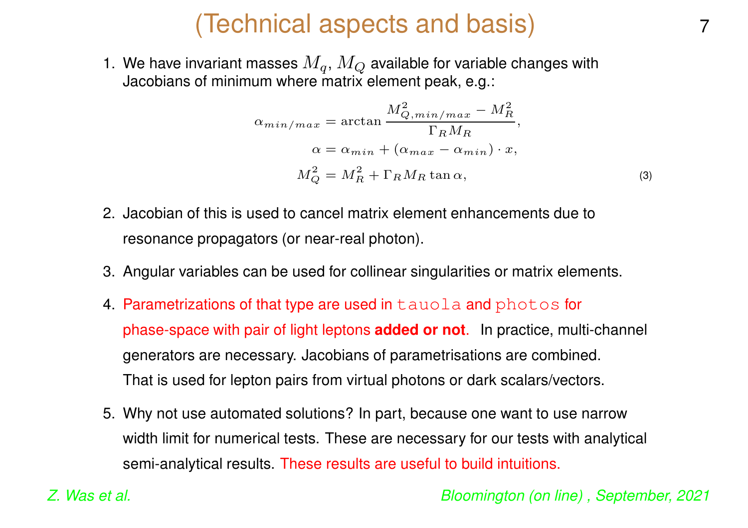# (Technical aspects and basis)

1. We have invariant masses $M_q$, $M_Q$ available for variable changes with Jacobians of minimum where matrix element peak, e.g.:

$$
\begin{aligned}
\alpha_{min/max} &= \arctan \frac{M^2_{Q,min/max} - M^2_R}{\Gamma_R M_R}, \\
\alpha &= \alpha_{min} + (\alpha_{max} - \alpha_{min}) \cdot x, \\
M^2_Q &= M^2_R + \Gamma_R M_R \tan \alpha,
\end{aligned} \tag{3}
$$

2. Jacobian of this is used to cancel matrix element enhancements due to resonance propagators (or near-real photon).

3. Angular variables can be used for collinear singularities or matrix elements.

4. Parametrizations of that type are used in `tauola` and `photos` for phase-space with pair of light leptons **added or not**. In practice, multi-channel generators are necessary. Jacobians of parametrisations are combined. That is used for lepton pairs from virtual photons or dark scalars/vectors.

5. Why not use automated solutions? In part, because one want to use narrow width limit for numerical tests. These are necessary for our tests with analytical semi-analytical results. These results are useful to build intuitions.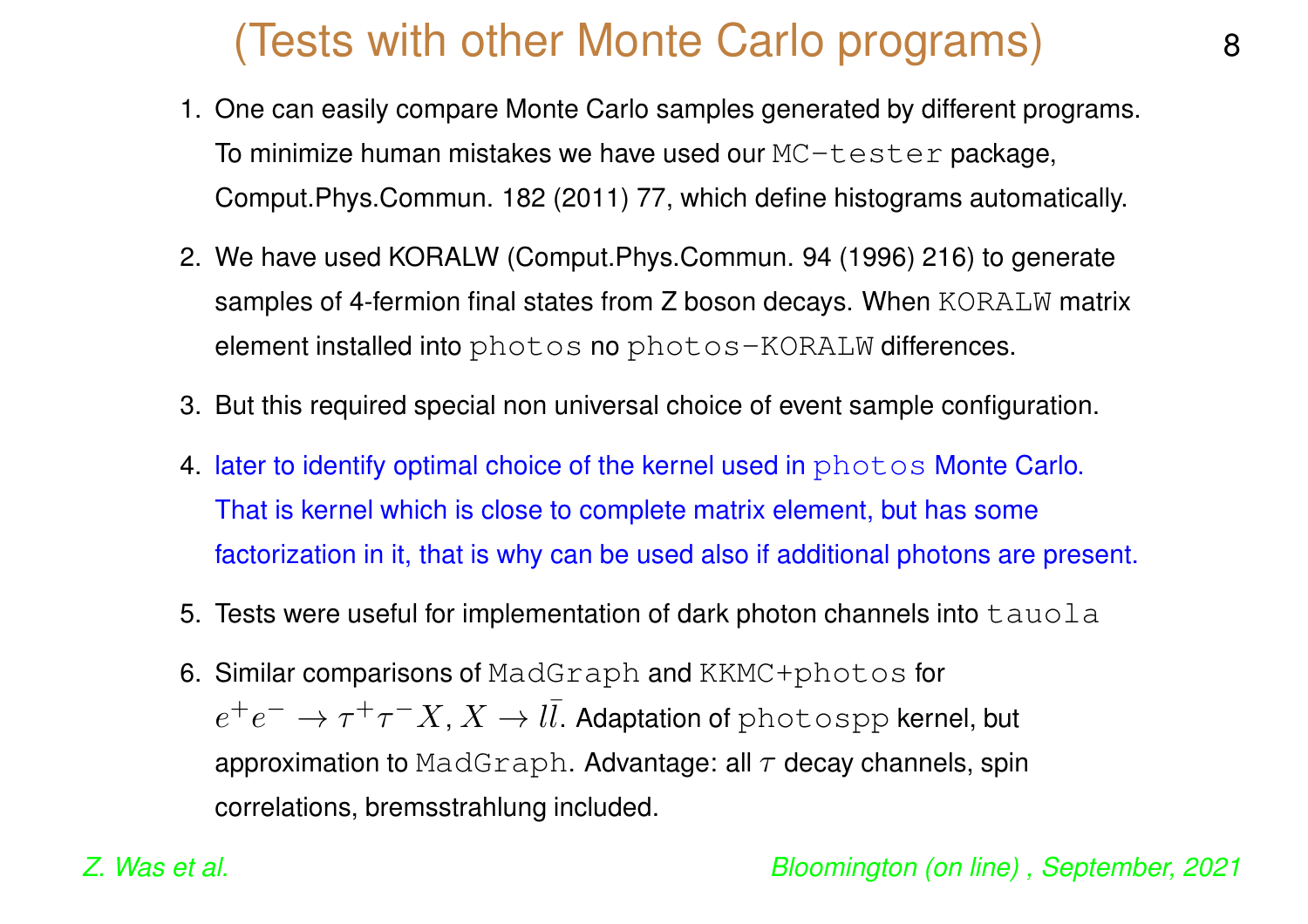# (Tests with other Monte Carlo programs)

1. One can easily compare Monte Carlo samples generated by different programs. To minimize human mistakes we have used our `MC-tester` package, Comput.Phys.Commun. 182 (2011) 77, which define histograms automatically.
2. We have used KORALW (Comput.Phys.Commun. 94 (1996) 216) to generate samples of 4-fermion final states from Z boson decays. When `KORALW` matrix element installed into `photos` no `photos-KORALW` differences.
3. But this required special non universal choice of event sample configuration.
4. later to identify optimal choice of the kernel used in `photos` Monte Carlo. That is kernel which is close to complete matrix element, but has some factorization in it, that is why can be used also if additional photons are present.
5. Tests were useful for implementation of dark photon channels into `tauola`
6. Similar comparisons of `MadGraph` and `KKMC+photos` for $e^+e^- \to \tau^+\tau^- X$, $X \to l\bar{l}$. Adaptation of `photospp` kernel, but approximation to `MadGraph`. Advantage: all $\tau$ decay channels, spin correlations, bremsstrahlung included.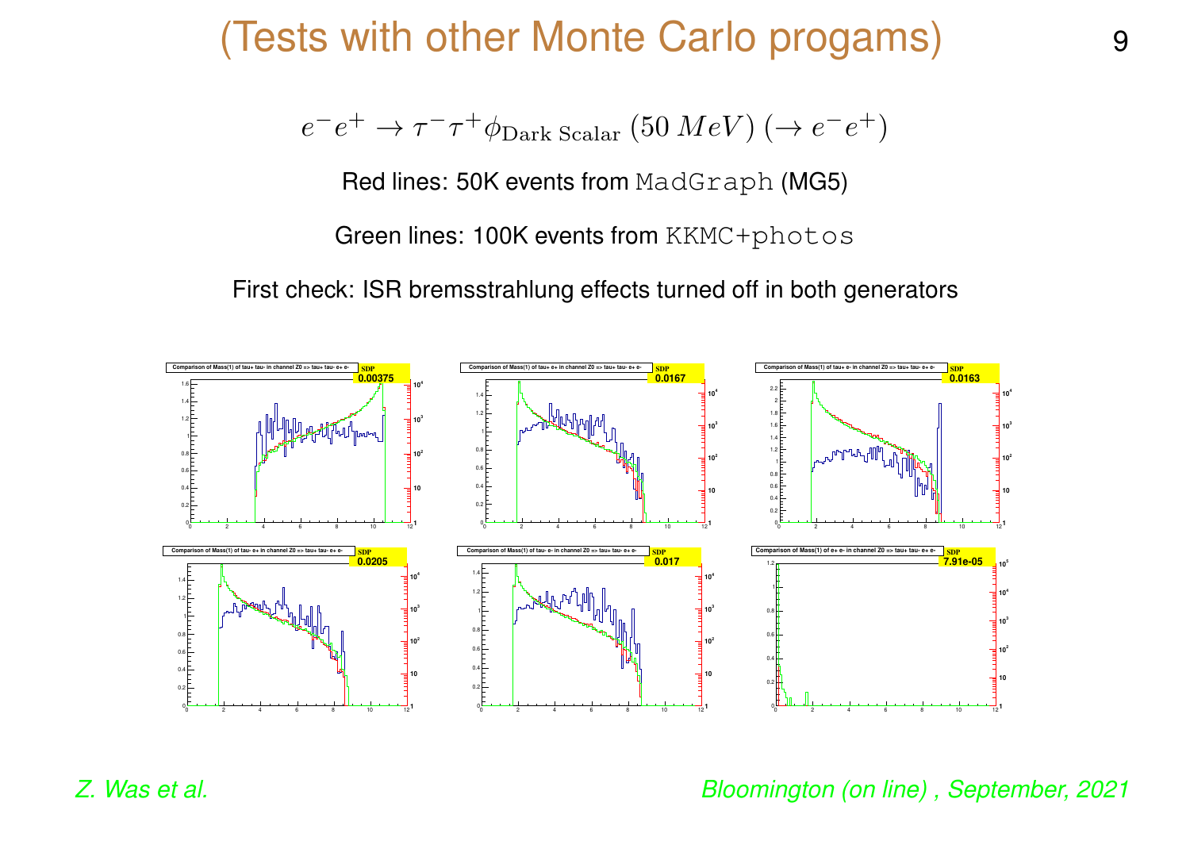# (Tests with other Monte Carlo progams)

$$e^- e^+ \to \tau^- \tau^+ \phi_{\text{Dark Scalar}}\,(50\,MeV)\,(\to e^- e^+)$$

Red lines: 50K events from MadGraph (MG5)

Green lines: 100K events from KKMC+photos

First check: ISR bremsstrahlung effects turned off in both generators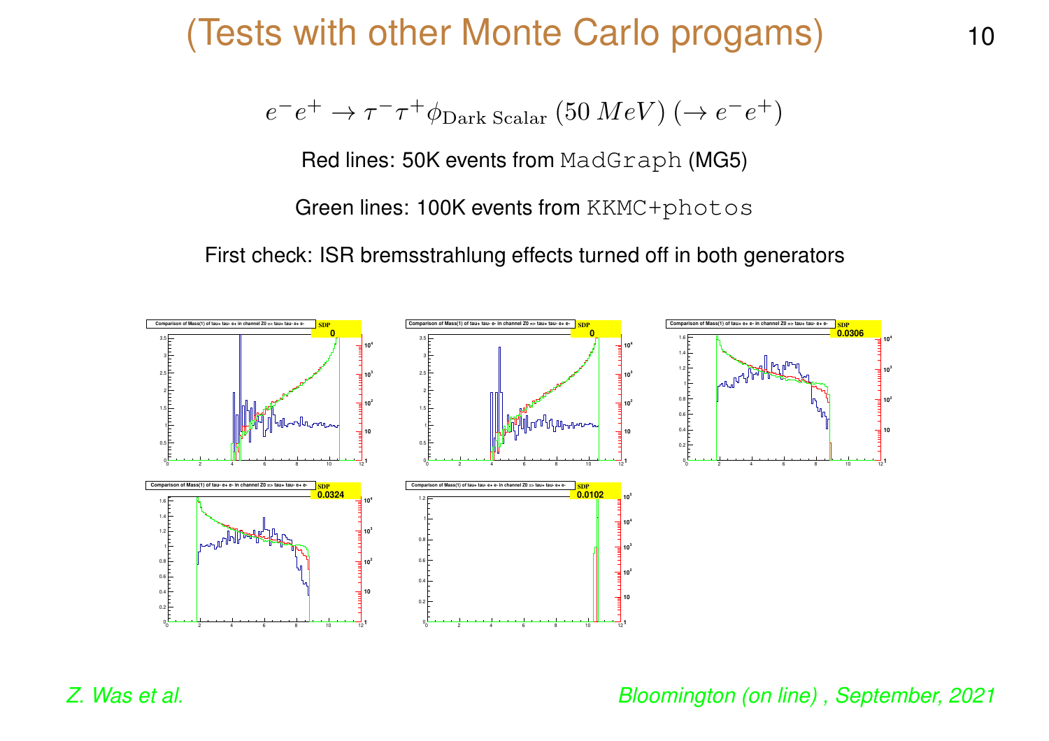# (Tests with other Monte Carlo progams)

$$e^- e^+ \to \tau^- \tau^+ \phi_{\text{Dark Scalar}}\,(50\,MeV)\,(\to e^- e^+)$$

Red lines: 50K events from `MadGraph` (MG5)

Green lines: 100K events from `KKMC+photos`

First check: ISR bremsstrahlung effects turned off in both generators

Comparison of Mass(1) of tau+ tau- e+ in channel Z0 => tau+ tau- e+ e- — SDP 0

Comparison of Mass(1) of tau+ tau- e- in channel Z0 => tau+ tau- e+ e- — SDP 0

Comparison of Mass(1) of tau+ e+ e- in channel Z0 => tau+ tau- e+ e- — SDP 0.0306

Comparison of Mass(1) of tau- e+ e- in channel Z0 => tau+ tau- e+ e- — SDP 0.0324

Comparison of Mass(1) of tau+ tau- e+ e- in channel Z0 => tau+ tau- e+ e- — SDP 0.0102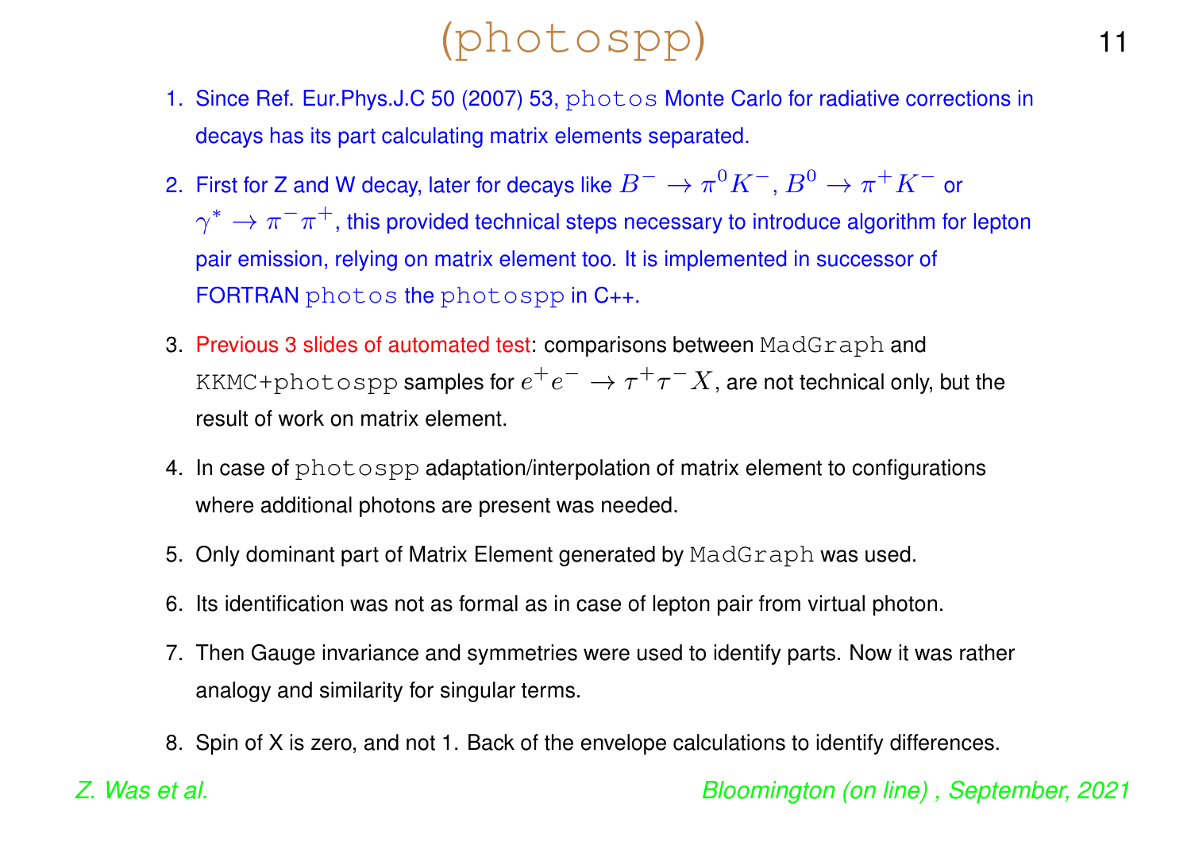# (photospp)

1. Since Ref. Eur.Phys.J.C 50 (2007) 53, photos Monte Carlo for radiative corrections in decays has its part calculating matrix elements separated.
2. First for Z and W decay, later for decays like $B^- \to \pi^0 K^-$, $B^0 \to \pi^+ K^-$ or $\gamma^* \to \pi^- \pi^+$, this provided technical steps necessary to introduce algorithm for lepton pair emission, relying on matrix element too. It is implemented in successor of FORTRAN photos the photospp in C++.
3. Previous 3 slides of automated test: comparisons between MadGraph and KKMC+photospp samples for $e^+e^- \to \tau^+\tau^- X$, are not technical only, but the result of work on matrix element.
4. In case of photospp adaptation/interpolation of matrix element to configurations where additional photons are present was needed.
5. Only dominant part of Matrix Element generated by MadGraph was used.
6. Its identification was not as formal as in case of lepton pair from virtual photon.
7. Then Gauge invariance and symmetries were used to identify parts. Now it was rather analogy and similarity for singular terms.
8. Spin of X is zero, and not 1. Back of the envelope calculations to identify differences.

*Z. Was et al.* *Bloomington (on line) , September, 2021*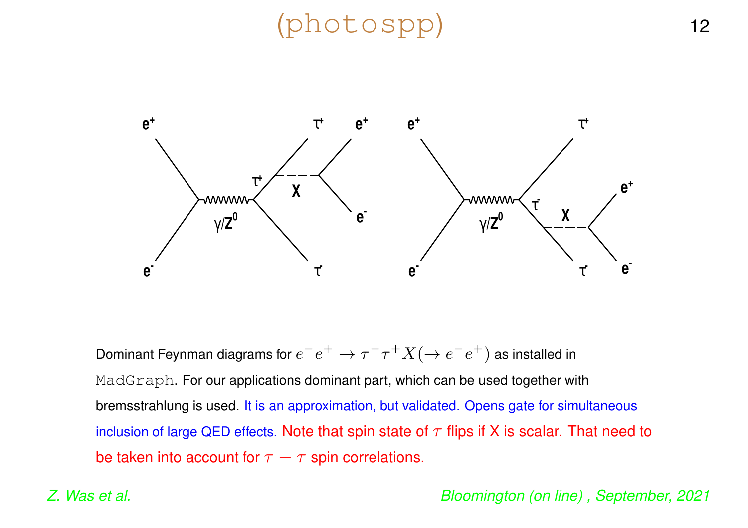# (photospp)

Dominant Feynman diagrams for $e^-e^+ \to \tau^-\tau^+ X(\to e^-e^+)$ as installed in MadGraph. For our applications dominant part, which can be used together with bremsstrahlung is used. It is an approximation, but validated. Opens gate for simultaneous inclusion of large QED effects. Note that spin state of $\tau$ flips if X is scalar. That need to be taken into account for $\tau - \tau$ spin correlations.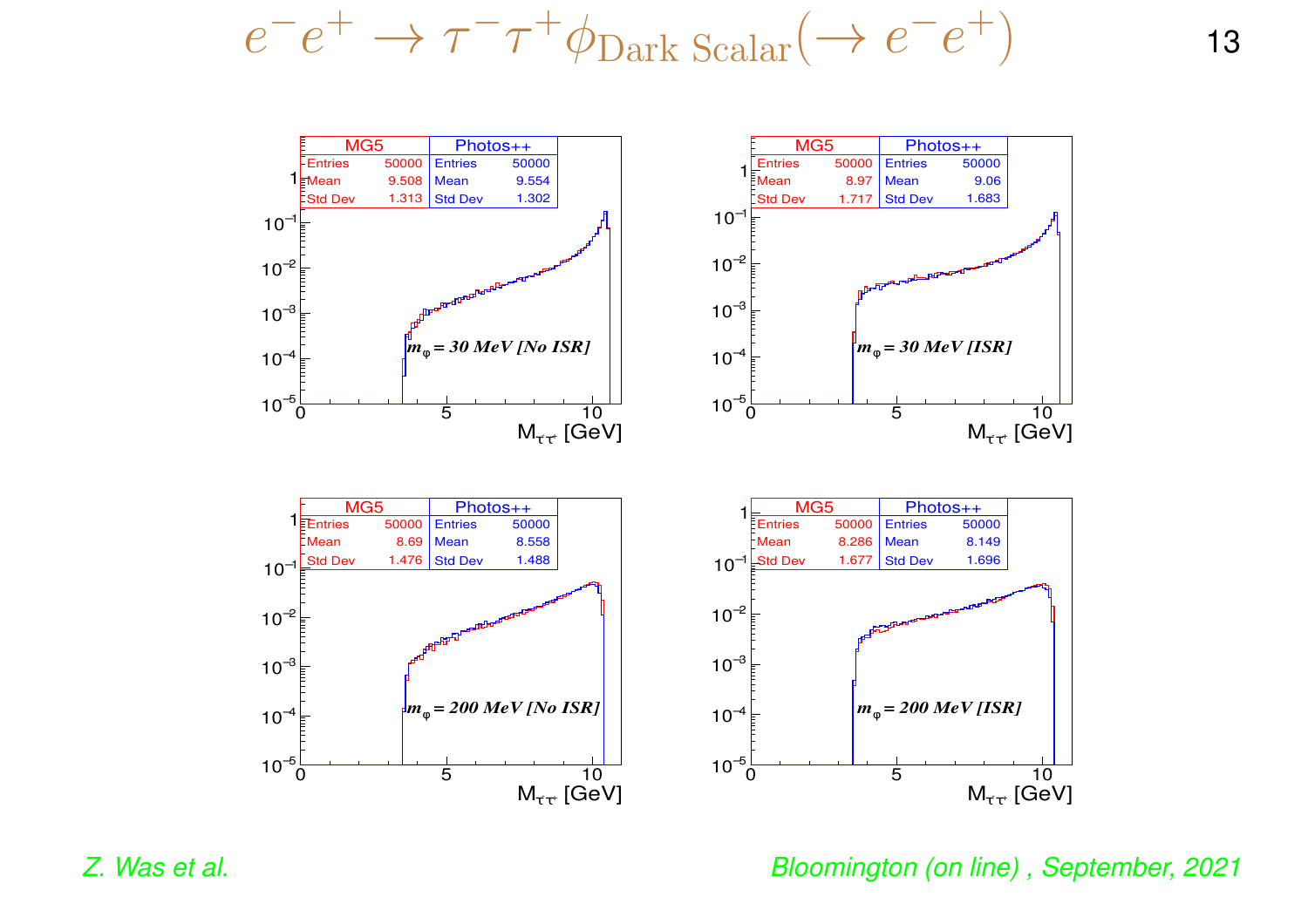# $e^-e^+ \to \tau^-\tau^+\phi_{\text{Dark Scalar}}(\to e^-e^+)$

| | MG5 | Photos++ |
|---|---|---|
| **$m_\varphi$ = 30 MeV [No ISR]** | | |
| Entries | 50000 | 50000 |
| Mean | 9.508 | 9.554 |
| Std Dev | 1.313 | 1.302 |
| **$m_\varphi$ = 30 MeV [ISR]** | | |
| Entries | 50000 | 50000 |
| Mean | 8.97 | 9.06 |
| Std Dev | 1.717 | 1.683 |
| **$m_\varphi$ = 200 MeV [No ISR]** | | |
| Entries | 50000 | 50000 |
| Mean | 8.69 | 8.558 |
| Std Dev | 1.476 | 1.488 |
| **$m_\varphi$ = 200 MeV [ISR]** | | |
| Entries | 50000 | 50000 |
| Mean | 8.286 | 8.149 |
| Std Dev | 1.677 | 1.696 |

$M_{\tau\tau}$ [GeV]

*Z. Was et al.* *Bloomington (on line) , September, 2021*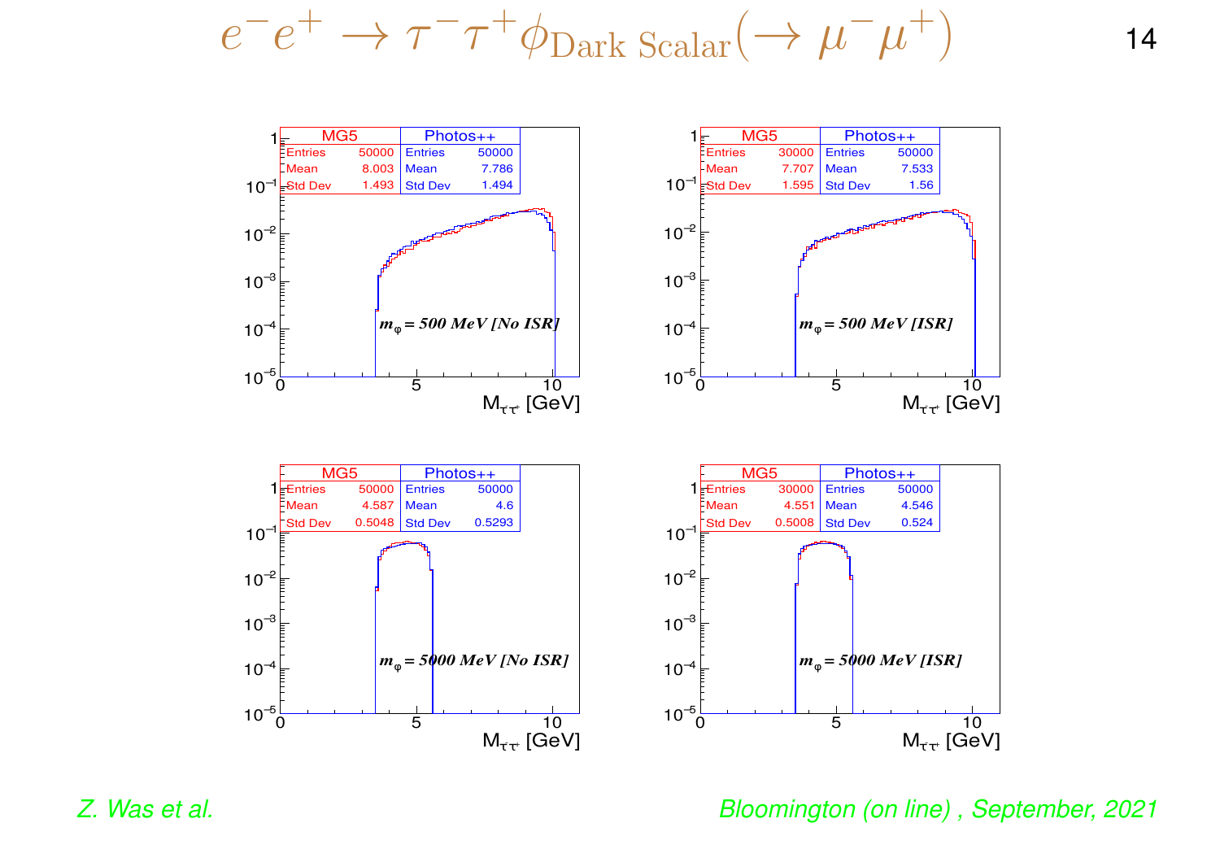# $e^- e^+ \rightarrow \tau^- \tau^+ \phi_{\text{Dark Scalar}} (\rightarrow \mu^- \mu^+)$

| MG5 | | Photos++ | |
|---|---|---|---|
| Entries | 50000 | Entries | 50000 |
| Mean | 8.003 | Mean | 7.786 |
| Std Dev | 1.493 | Std Dev | 1.494 |

$m_\varphi = 500$ MeV [No ISR]

$M_{\tau^-\tau^+}$ [GeV]

| MG5 | | Photos++ | |
|---|---|---|---|
| Entries | 30000 | Entries | 50000 |
| Mean | 7.707 | Mean | 7.533 |
| Std Dev | 1.595 | Std Dev | 1.56 |

$m_\varphi = 500$ MeV [ISR]

$M_{\tau^-\tau^+}$ [GeV]

| MG5 | | Photos++ | |
|---|---|---|---|
| Entries | 50000 | Entries | 50000 |
| Mean | 4.587 | Mean | 4.6 |
| Std Dev | 0.5048 | Std Dev | 0.5293 |

$m_\varphi = 5000$ MeV [No ISR]

$M_{\tau^-\tau^+}$ [GeV]

| MG5 | | Photos++ | |
|---|---|---|---|
| Entries | 30000 | Entries | 50000 |
| Mean | 4.551 | Mean | 4.546 |
| Std Dev | 0.5008 | Std Dev | 0.524 |

$m_\varphi = 5000$ MeV [ISR]

$M_{\tau^-\tau^+}$ [GeV]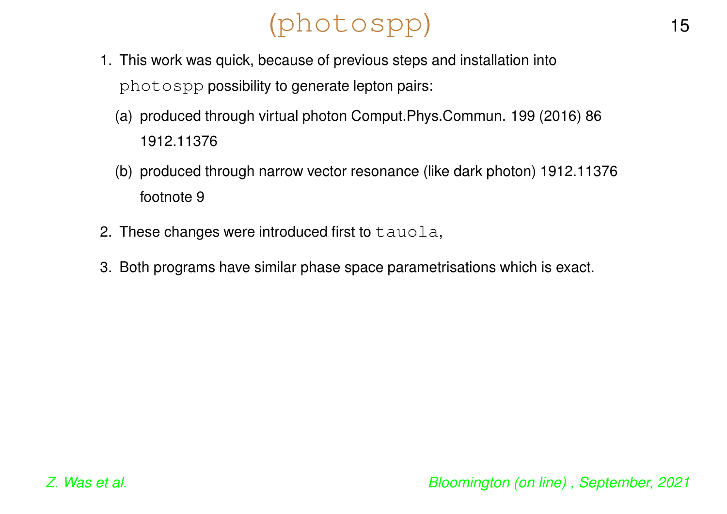# (photospp)

1. This work was quick, because of previous steps and installation into `photospp` possibility to generate lepton pairs:
   (a) produced through virtual photon Comput.Phys.Commun. 199 (2016) 86 1912.11376
   (b) produced through narrow vector resonance (like dark photon) 1912.11376 footnote 9
2. These changes were introduced first to `tauola`,
3. Both programs have similar phase space parametrisations which is exact.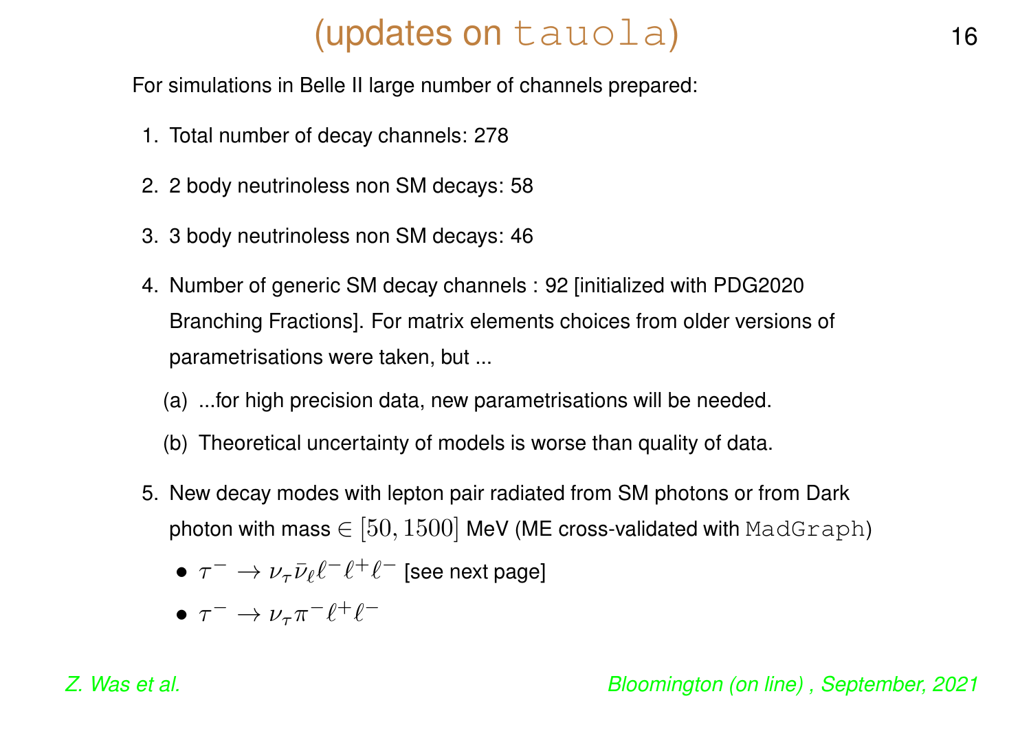# (updates on `tauola`)

For simulations in Belle II large number of channels prepared:

1. Total number of decay channels: 278
2. 2 body neutrinoless non SM decays: 58
3. 3 body neutrinoless non SM decays: 46
4. Number of generic SM decay channels : 92 [initialized with PDG2020 Branching Fractions]. For matrix elements choices from older versions of parametrisations were taken, but ...
   (a) ...for high precision data, new parametrisations will be needed.
   (b) Theoretical uncertainty of models is worse than quality of data.
5. New decay modes with lepton pair radiated from SM photons or from Dark photon with mass $\in [50, 1500]$ MeV (ME cross-validated with `MadGraph`)
   - $\tau^- \to \nu_\tau \bar{\nu}_\ell \ell^- \ell^+ \ell^-$ [see next page]
   - $\tau^- \to \nu_\tau \pi^- \ell^+ \ell^-$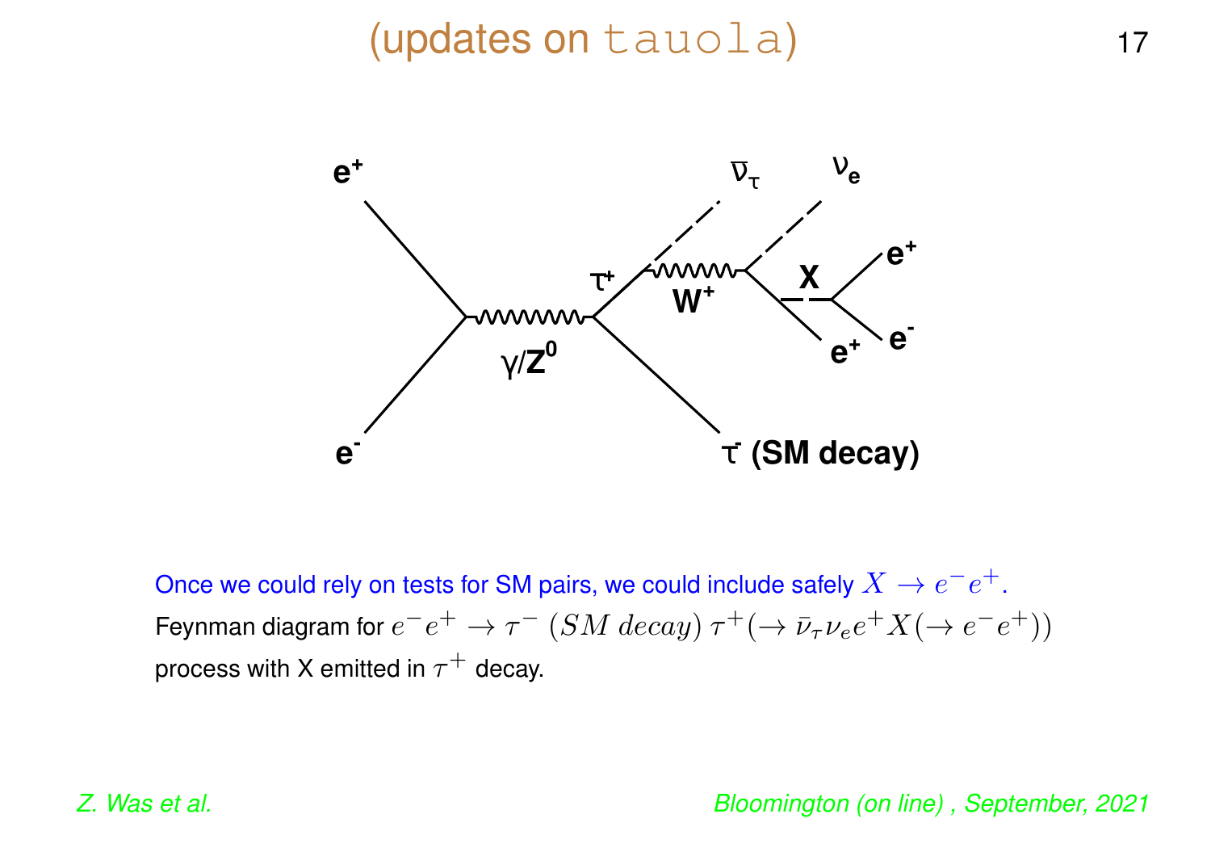# (updates on tauola)

Once we could rely on tests for SM pairs, we could include safely $X \to e^- e^+$.

Feynman diagram for $e^- e^+ \to \tau^- \; (SM \; decay) \; \tau^+ (\to \bar{\nu}_\tau \nu_e e^+ X (\to e^- e^+))$ process with X emitted in $\tau^+$ decay.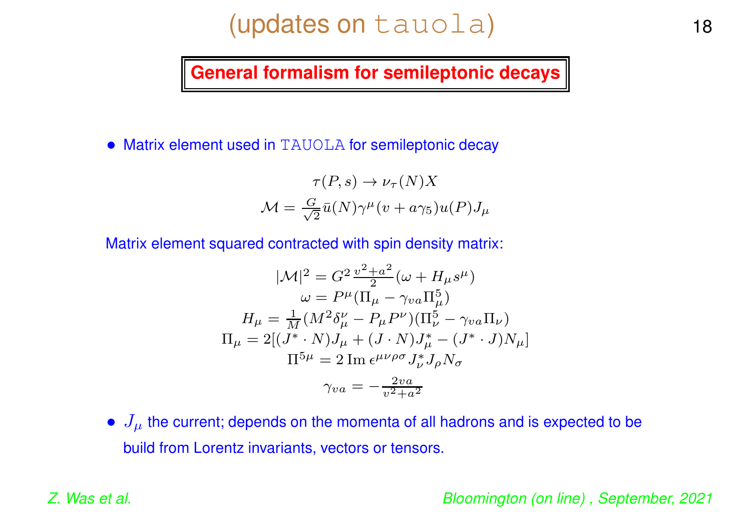# (updates on tauola)

## General formalism for semileptonic decays

- Matrix element used in TAUOLA for semileptonic decay

$$\tau(P,s) \to \nu_\tau(N) X$$

$$\mathcal{M} = \frac{G}{\sqrt{2}} \bar{u}(N) \gamma^\mu (v + a\gamma_5) u(P) J_\mu$$

Matrix element squared contracted with spin density matrix:

$$|\mathcal{M}|^2 = G^2 \frac{v^2+a^2}{2} (\omega + H_\mu s^\mu)$$

$$\omega = P^\mu (\Pi_\mu - \gamma_{va} \Pi^5_\mu)$$

$$H_\mu = \frac{1}{M} (M^2 \delta^\nu_\mu - P_\mu P^\nu)(\Pi^5_\nu - \gamma_{va} \Pi_\nu)$$

$$\Pi_\mu = 2[(J^* \cdot N) J_\mu + (J \cdot N) J^*_\mu - (J^* \cdot J) N_\mu]$$

$$\Pi^{5\mu} = 2 \, \mathrm{Im} \, \epsilon^{\mu\nu\rho\sigma} J^*_\nu J_\rho N_\sigma$$

$$\gamma_{va} = -\frac{2va}{v^2+a^2}$$

- $J_\mu$ the current; depends on the momenta of all hadrons and is expected to be build from Lorentz invariants, vectors or tensors.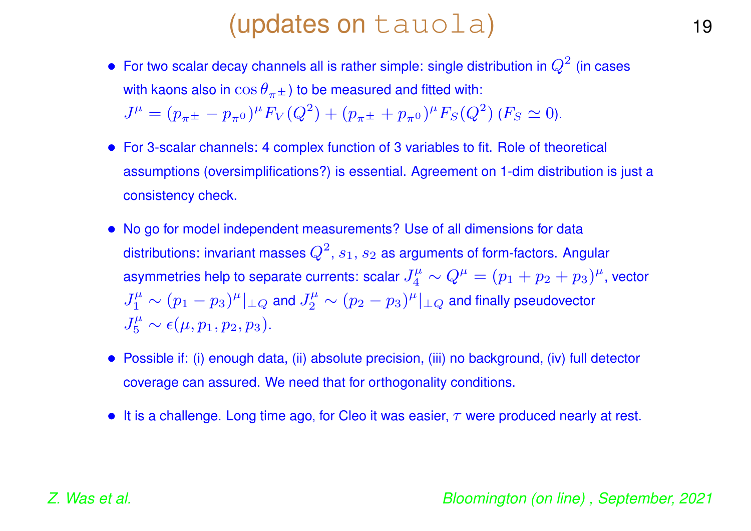# (updates on `tauola`)

- For two scalar decay channels all is rather simple: single distribution in $Q^2$ (in cases with kaons also in $\cos\theta_{\pi^\pm}$) to be measured and fitted with: $J^\mu = (p_{\pi^\pm} - p_{\pi^0})^\mu F_V(Q^2) + (p_{\pi^\pm} + p_{\pi^0})^\mu F_S(Q^2)$ ($F_S \simeq 0$).

- For 3-scalar channels: 4 complex function of 3 variables to fit. Role of theoretical assumptions (oversimplifications?) is essential. Agreement on 1-dim distribution is just a consistency check.

- No go for model independent measurements? Use of all dimensions for data distributions: invariant masses $Q^2$, $s_1$, $s_2$ as arguments of form-factors. Angular asymmetries help to separate currents: scalar $J_4^\mu \sim Q^\mu = (p_1 + p_2 + p_3)^\mu$, vector $J_1^\mu \sim (p_1 - p_3)^\mu|_{\perp Q}$ and $J_2^\mu \sim (p_2 - p_3)^\mu|_{\perp Q}$ and finally pseudovector $J_5^\mu \sim \epsilon(\mu, p_1, p_2, p_3)$.

- Possible if: (i) enough data, (ii) absolute precision, (iii) no background, (iv) full detector coverage can assured. We need that for orthogonality conditions.

- It is a challenge. Long time ago, for Cleo it was easier, $\tau$ were produced nearly at rest.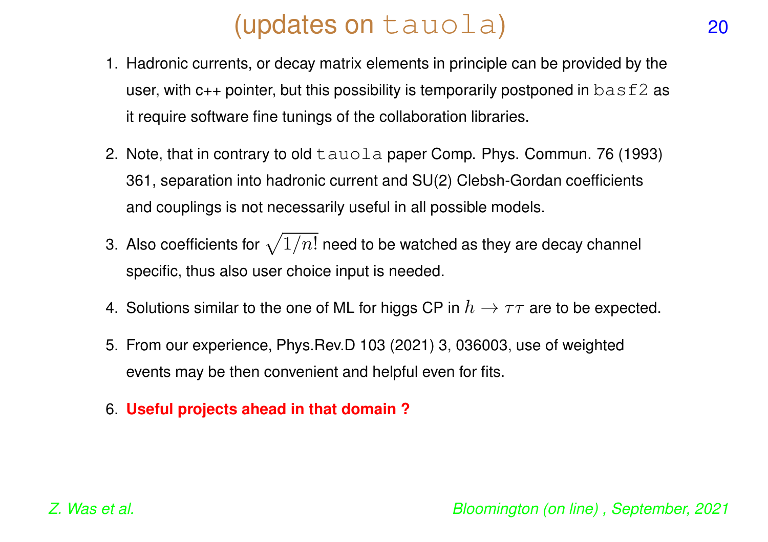# (updates on `tauola`)

1. Hadronic currents, or decay matrix elements in principle can be provided by the user, with c++ pointer, but this possibility is temporarily postponed in `basf2` as it require software fine tunings of the collaboration libraries.
2. Note, that in contrary to old `tauola` paper Comp. Phys. Commun. 76 (1993) 361, separation into hadronic current and SU(2) Clebsh-Gordan coefficients and couplings is not necessarily useful in all possible models.
3. Also coefficients for $\sqrt{1/n!}$ need to be watched as they are decay channel specific, thus also user choice input is needed.
4. Solutions similar to the one of ML for higgs CP in $h \to \tau\tau$ are to be expected.
5. From our experience, Phys.Rev.D 103 (2021) 3, 036003, use of weighted events may be then convenient and helpful even for fits.
6. **Useful projects ahead in that domain ?**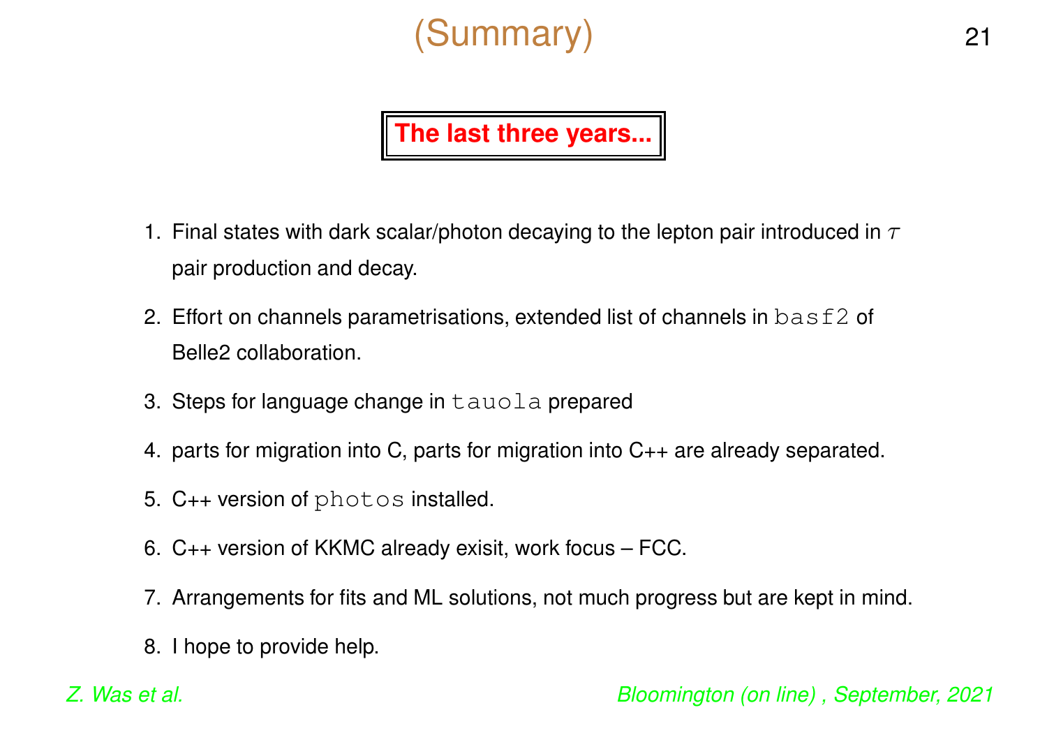# (Summary)

**The last three years...**

1. Final states with dark scalar/photon decaying to the lepton pair introduced in $\tau$ pair production and decay.
2. Effort on channels parametrisations, extended list of channels in `basf2` of Belle2 collaboration.
3. Steps for language change in `tauola` prepared
4. parts for migration into C, parts for migration into C++ are already separated.
5. C++ version of `photos` installed.
6. C++ version of KKMC already exisit, work focus – FCC.
7. Arrangements for fits and ML solutions, not much progress but are kept in mind.
8. I hope to provide help.